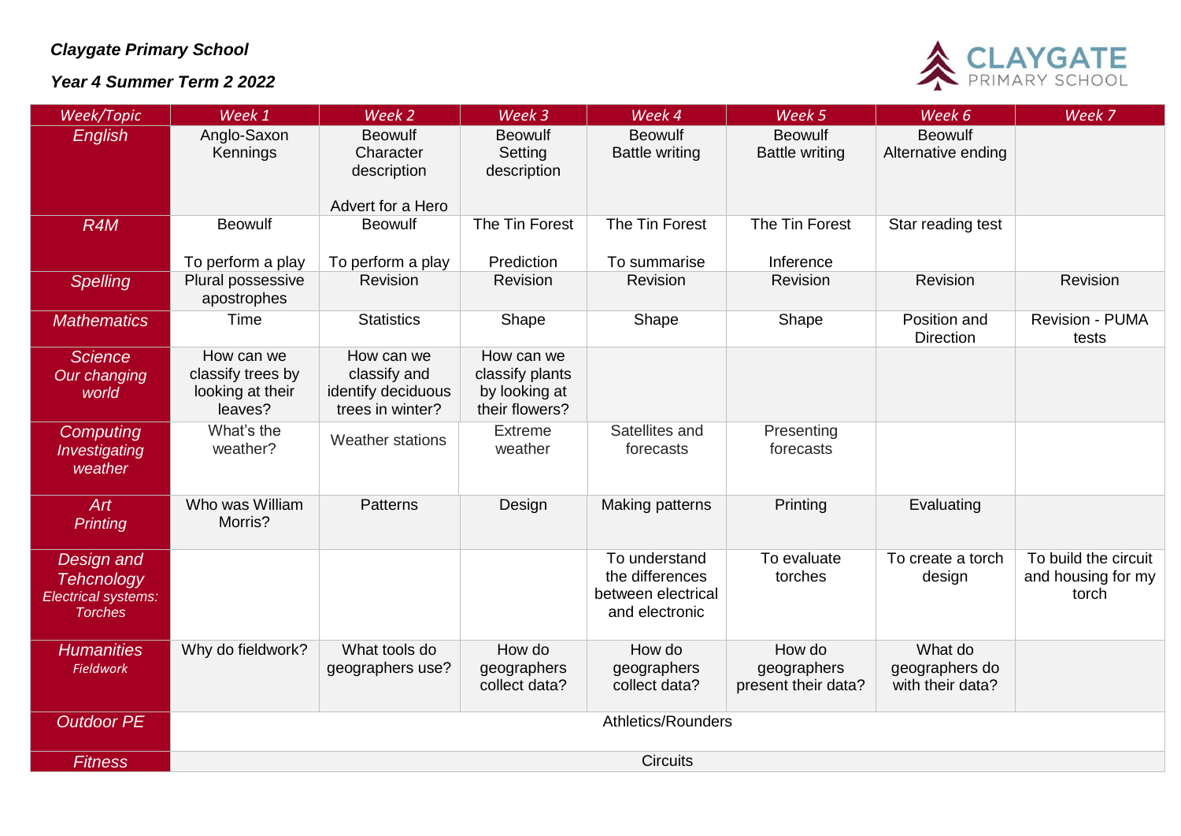***Claygate Primary School***

***Year 4 Summer Term 2 2022***

| *Week/Topic* | *Week 1* | *Week 2* | *Week 3* | *Week 4* | *Week 5* | *Week 6* | *Week 7* |
|---|---|---|---|---|---|---|---|
| *English* | Anglo-Saxon Kennings | Beowulf Character description<br><br>Advert for a Hero | Beowulf Setting description | Beowulf Battle writing | Beowulf Battle writing | Beowulf Alternative ending | |
| *R4M* | Beowulf<br><br>To perform a play | Beowulf<br><br>To perform a play | The Tin Forest<br><br>Prediction | The Tin Forest<br><br>To summarise | The Tin Forest<br><br>Inference | Star reading test | |
| *Spelling* | Plural possessive apostrophes | Revision | Revision | Revision | Revision | Revision | Revision |
| *Mathematics* | Time | Statistics | Shape | Shape | Shape | Position and Direction | Revision - PUMA tests |
| *Science*<br>*Our changing world* | How can we classify trees by looking at their leaves? | How can we classify and identify deciduous trees in winter? | How can we classify plants by looking at their flowers? | | | | |
| *Computing*<br>*Investigating weather* | What's the weather? | Weather stations | Extreme weather | Satellites and forecasts | Presenting forecasts | | |
| *Art*<br>*Printing* | Who was William Morris? | Patterns | Design | Making patterns | Printing | Evaluating | |
| *Design and Tehcnology*<br>*Electrical systems: Torches* | | | | To understand the differences between electrical and electronic | To evaluate torches | To create a torch design | To build the circuit and housing for my torch |
| *Humanities*<br>*Fieldwork* | Why do fieldwork? | What tools do geographers use? | How do geographers collect data? | How do geographers collect data? | How do geographers present their data? | What do geographers do with their data? | |
| *Outdoor PE* | Athletics/Rounders | | | | | | |
| *Fitness* | Circuits | | | | | | |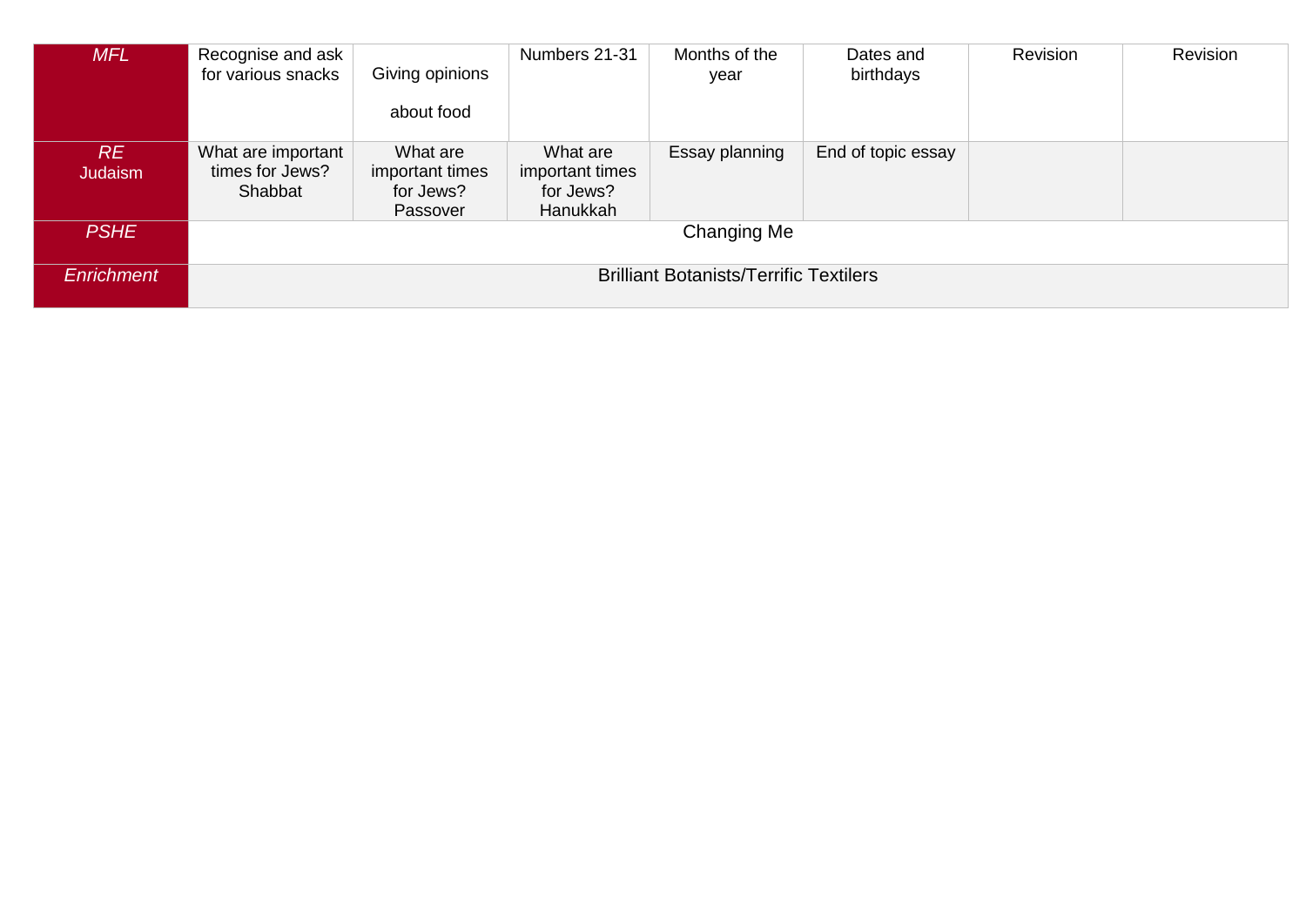| | | | | | | | |
|---|---|---|---|---|---|---|---|
| *MFL* | Recognise and ask for various snacks | Giving opinions about food | Numbers 21-31 | Months of the year | Dates and birthdays | Revision | Revision |
| *RE* Judaism | What are important times for Jews? Shabbat | What are important times for Jews? Passover | What are important times for Jews? Hanukkah | Essay planning | End of topic essay | | |
| *PSHE* | Changing Me | | | | | | |
| *Enrichment* | Brilliant Botanists/Terrific Textilers | | | | | | |